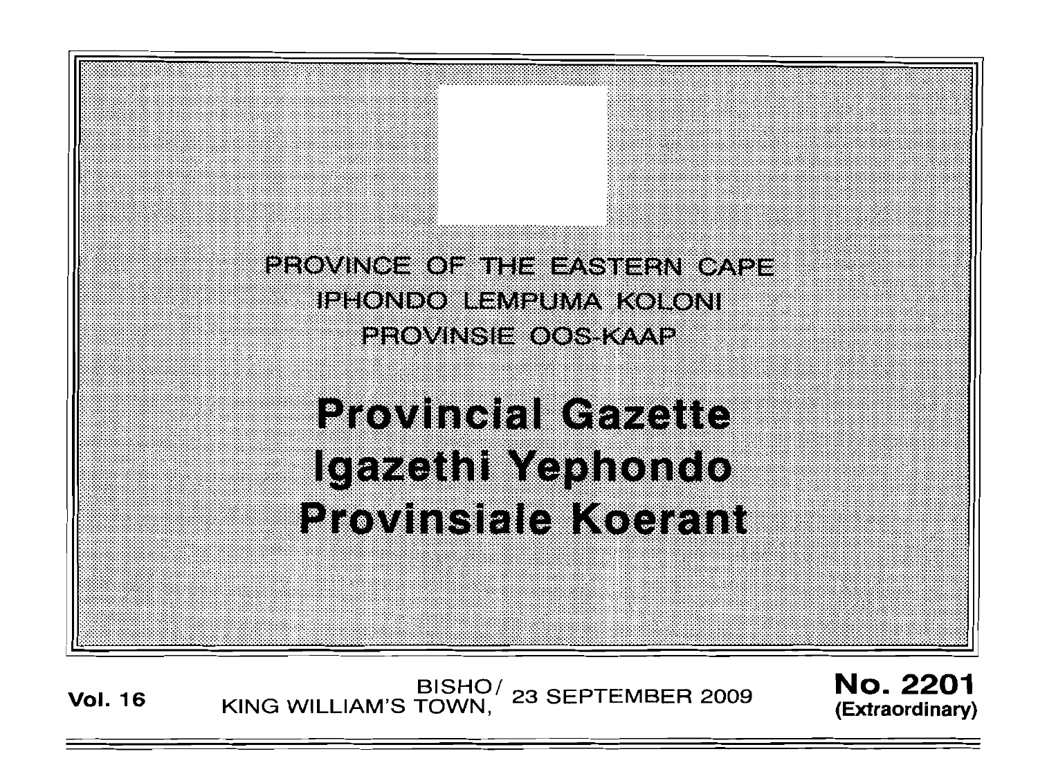PROVINCE OF THE EASTERN CAPE

IPHONDO LEMPUMA KOLONI

PROVINSIE OOS-KAAP

# Provincial Gazette
# Igazethi Yephondo
# Provinsiale Koerant

**Vol. 16** BISHO/ KING WILLIAM'S TOWN, 23 SEPTEMBER 2009 **No. 2201 (Extraordinary)**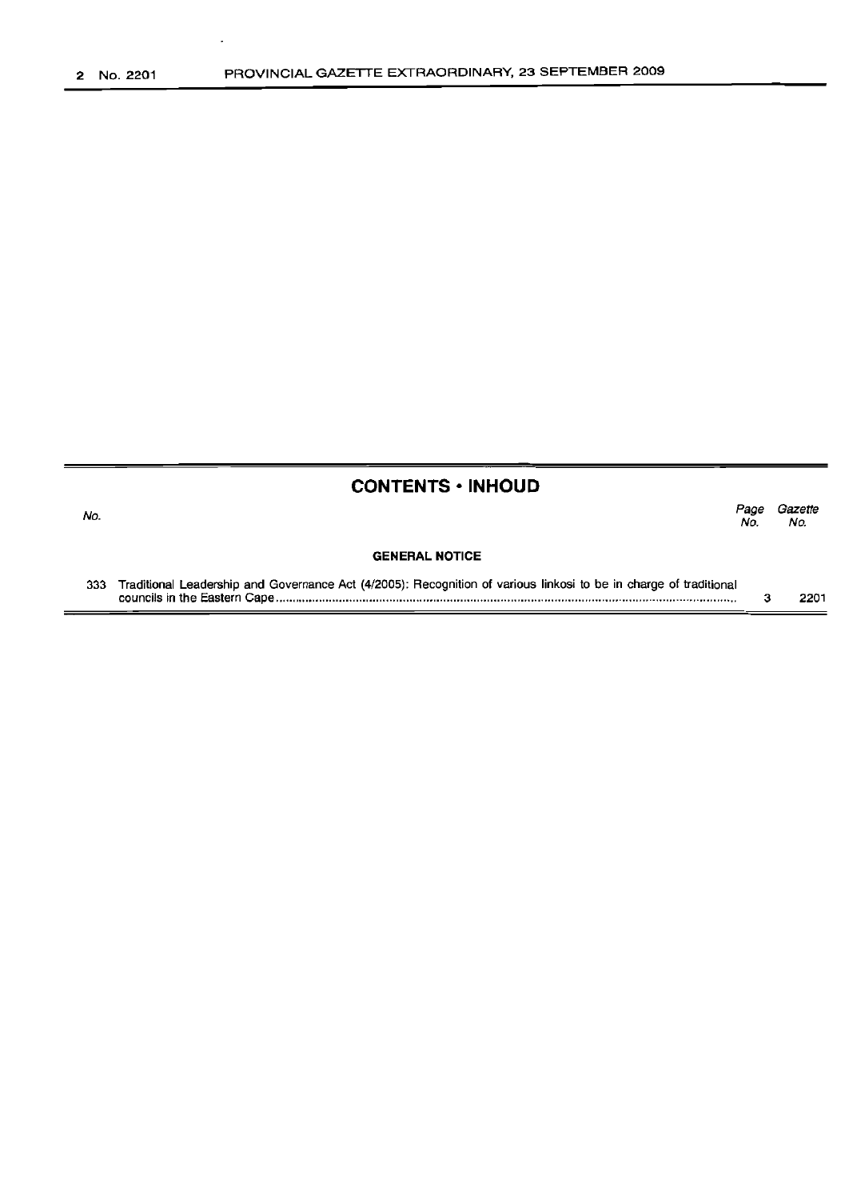## CONTENTS • INHOUD

| No. | | Page No. | Gazette No. |
|---|---|---|---|
| | **GENERAL NOTICE** | | |
| 333 | Traditional Leadership and Governance Act (4/2005): Recognition of various Iinkosi to be in charge of traditional councils in the Eastern Cape | 3 | 2201 |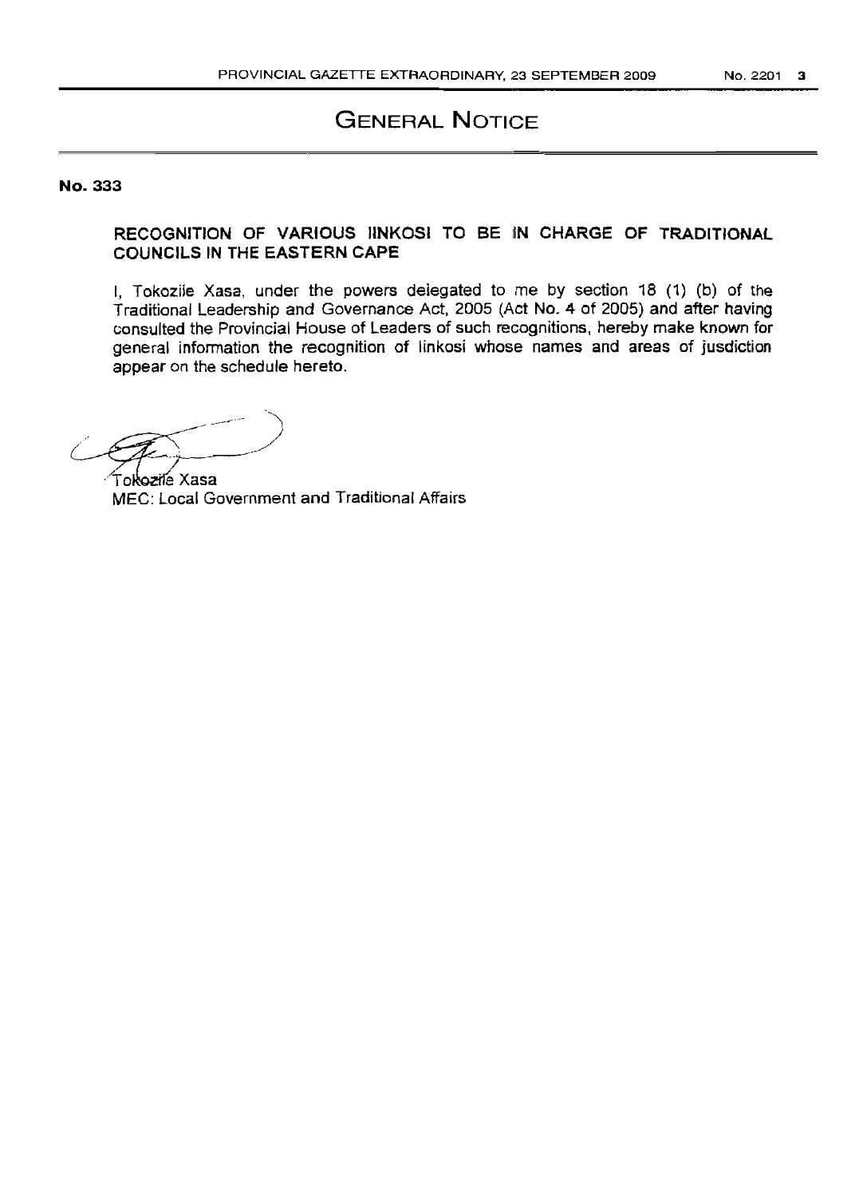# GENERAL NOTICE

**No. 333**

**RECOGNITION OF VARIOUS IINKOSI TO BE IN CHARGE OF TRADITIONAL COUNCILS IN THE EASTERN CAPE**

I, Tokozile Xasa, under the powers delegated to me by section 18 (1) (b) of the Traditional Leadership and Governance Act, 2005 (Act No. 4 of 2005) and after having consulted the Provincial House of Leaders of such recognitions, hereby make known for general information the recognition of linkosi whose names and areas of jusdiction appear on the schedule hereto.

Tokozile Xasa
MEC: Local Government and Traditional Affairs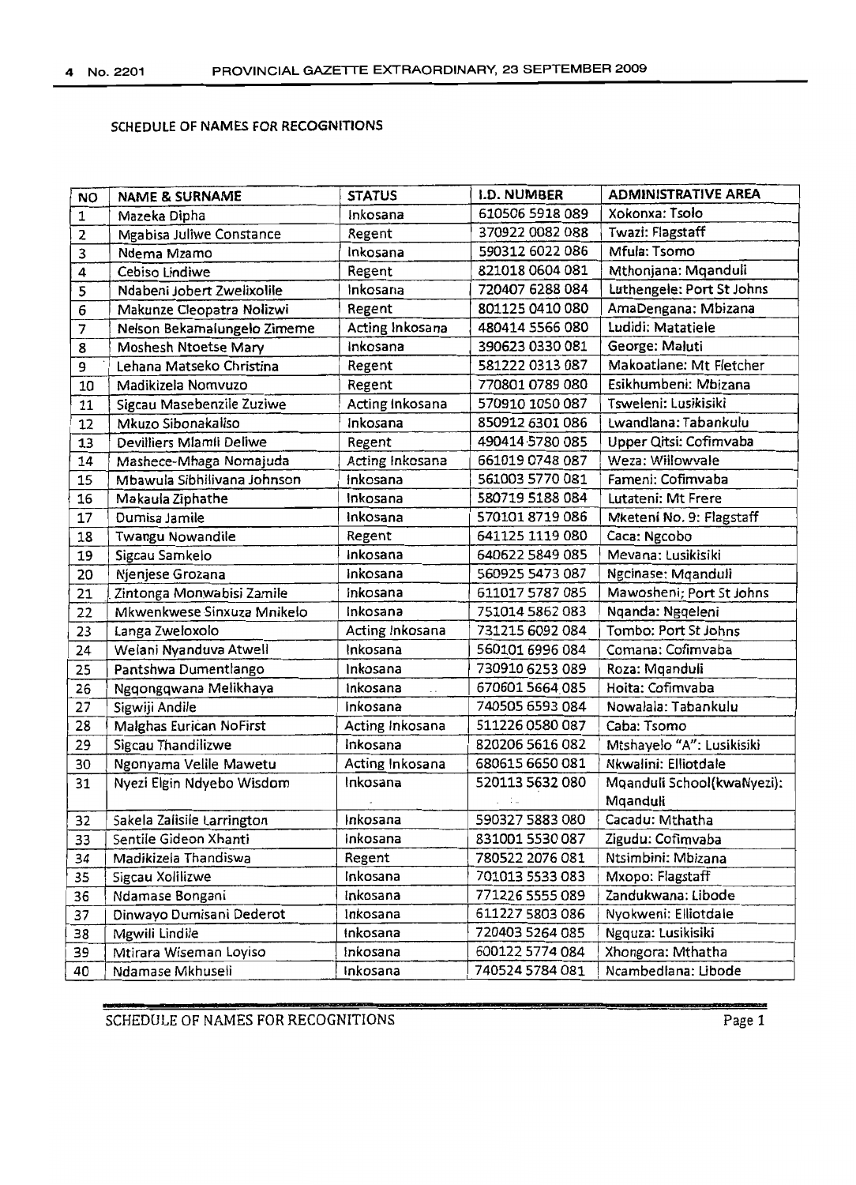SCHEDULE OF NAMES FOR RECOGNITIONS

| NO | NAME & SURNAME | STATUS | I.D. NUMBER | ADMINISTRATIVE AREA |
|---|---|---|---|---|
| 1 | Mazeka Dipha | Inkosana | 610506 5918 089 | Xokonxa: Tsolo |
| 2 | Mgabisa Juliwe Constance | Regent | 370922 0082 088 | Twazi: Flagstaff |
| 3 | Ndema Mzamo | Inkosana | 590312 6022 086 | Mfula: Tsomo |
| 4 | Cebiso Lindiwe | Regent | 821018 0604 081 | Mthonjana: Mqanduli |
| 5 | Ndabeni Jobert Zwelixolile | Inkosana | 720407 6288 084 | Luthengele: Port St Johns |
| 6 | Makunze Cleopatra Nolizwi | Regent | 801125 0410 080 | AmaDengana: Mbizana |
| 7 | Nelson Bekamalungelo Zimeme | Acting Inkosana | 480414 5566 080 | Ludidi: Matatiele |
| 8 | Moshesh Ntoetse Mary | Inkosana | 390623 0330 081 | George: Maluti |
| 9 | Lehana Matseko Christina | Regent | 581222 0313 087 | Makoatlane: Mt Fletcher |
| 10 | Madikizela Nomvuzo | Regent | 770801 0789 080 | Esikhumbeni: Mbizana |
| 11 | Sigcau Masebenzile Zuziwe | Acting Inkosana | 570910 1050 087 | Tsweleni: Lusikisiki |
| 12 | Mkuzo Sibonakaliso | Inkosana | 850912 6301 086 | Lwandlana: Tabankulu |
| 13 | Devilliers Mlamli Deliwe | Regent | 490414 5780 085 | Upper Qitsi: Cofimvaba |
| 14 | Mashece-Mhaga Nomajuda | Acting Inkosana | 661019 0748 087 | Weza: Willowvale |
| 15 | Mbawula Sibhilivana Johnson | Inkosana | 561003 5770 081 | Fameni: Cofimvaba |
| 16 | Makaula Ziphathe | Inkosana | 580719 5188 084 | Lutateni: Mt Frere |
| 17 | Dumisa Jamile | Inkosana | 570101 8719 086 | Mketeni No. 9: Flagstaff |
| 18 | Twangu Nowandile | Regent | 641125 1119 080 | Caca: Ngcobo |
| 19 | Sigcau Samkelo | Inkosana | 640622 5849 085 | Mevana: Lusikisiki |
| 20 | Njenjese Grozana | Inkosana | 560925 5473 087 | Ngcinase: Mqanduli |
| 21 | Zintonga Monwabisi Zamile | Inkosana | 611017 5787 085 | Mawosheni; Port St Johns |
| 22 | Mkwenkwese Sinxuza Mnikelo | Inkosana | 751014 5862 083 | Nqanda: Ngqeleni |
| 23 | Langa Zweloxolo | Acting Inkosana | 731215 6092 084 | Tombo: Port St Johns |
| 24 | Welani Nyanduva Atwell | Inkosana | 560101 6996 084 | Comana: Cofimvaba |
| 25 | Pantshwa Dumentlango | Inkosana | 730910 6253 089 | Roza: Mqanduli |
| 26 | Ngqongqwana Melikhaya | Inkosana | 670601 5664 085 | Hoita: Cofimvaba |
| 27 | Sigwiji Andile | Inkosana | 740505 6593 084 | Nowalala: Tabankulu |
| 28 | Malghas Eurican NoFirst | Acting Inkosana | 511226 0580 087 | Caba: Tsomo |
| 29 | Sigcau Thandilizwe | Inkosana | 820206 5616 082 | Mtshayelo "A": Lusikisiki |
| 30 | Ngonyama Velile Mawetu | Acting Inkosana | 680615 6650 081 | Nkwalini: Elliotdale |
| 31 | Nyezi Elgin Ndyebo Wisdom | Inkosana | 520113 5632 080 | Mqanduli School(kwaNyezi): Mqanduli |
| 32 | Sakela Zalisile Larrington | Inkosana | 590327 5883 080 | Cacadu: Mthatha |
| 33 | Sentile Gideon Xhanti | Inkosana | 831001 5530 087 | Zigudu: Cofimvaba |
| 34 | Madikizela Thandiswa | Regent | 780522 2076 081 | Ntsimbini: Mbizana |
| 35 | Sigcau Xolilizwe | Inkosana | 701013 5533 083 | Mxopo: Flagstaff |
| 36 | Ndamase Bongani | Inkosana | 771226 5555 089 | Zandukwana: Libode |
| 37 | Dinwayo Dumisani Dederot | Inkosana | 611227 5803 086 | Nyokweni: Elliotdale |
| 38 | Mgwili Lindile | Inkosana | 720403 5264 085 | Ngquza: Lusikisiki |
| 39 | Mtirara Wiseman Loyiso | Inkosana | 600122 5774 084 | Xhongora: Mthatha |
| 40 | Ndamase Mkhuseli | Inkosana | 740524 5784 081 | Ncambedlana: Libode |

SCHEDULE OF NAMES FOR RECOGNITIONS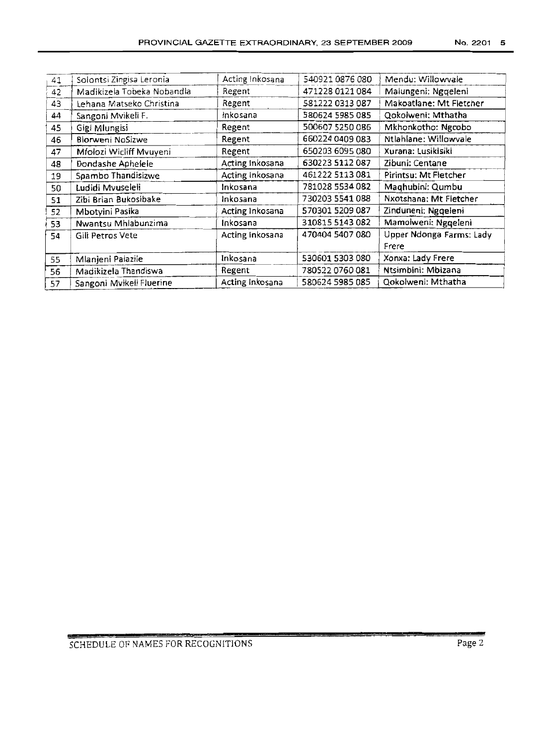| 41 | Solontsi Zingisa Leronia | Acting Inkosana | 540921 0876 080 | Mendu: Willowvale |
|---|---|---|---|---|
| 42 | Madikizela Tobeka Nobandla | Regent | 471228 0121 084 | Malungeni: Ngqeleni |
| 43 | Lehana Matseko Christina | Regent | 581222 0313 087 | Makoatlane: Mt Fletcher |
| 44 | Sangoni Mvikeli F. | Inkosana | 580624 5985 085 | Qokolweni: Mthatha |
| 45 | Gigi Mlungisi | Regent | 500607 5250 086 | Mkhonkotho: Ngcobo |
| 46 | Blorweni NoSizwe | Regent | 660224 0409 083 | Ntlahlane: Willowvale |
| 47 | Mfolozi Wicliff Mvuyeni | Regent | 650203 6095 080 | Xurana: Lusikisiki |
| 48 | Dondashe Aphelele | Acting Inkosana | 630223 5112 087 | Zibuni: Centane |
| 19 | Spambo Thandisizwe | Acting Inkosana | 461222 5113 081 | Pirintsu: Mt Fletcher |
| 50 | Ludidi Mvuseleli | Inkosana | 781028 5534 082 | Maqhubini: Qumbu |
| 51 | Zibi Brian Bukosibake | Inkosana | 730203 5541 088 | Nxotshana: Mt Fletcher |
| 52 | Mbotyini Pasika | Acting Inkosana | 570301 5209 087 | Zinduneni: Ngqeleni |
| 53 | Nwantsu Mhlabunzima | Inkosana | 310815 5143 082 | Mamolweni: Ngqeleni |
| 54 | Gili Petros Vete | Acting Inkosana | 470404 5407 080 | Upper Ndonga Farms: Lady Frere |
| 55 | Mlanjeni Palazile | Inkosana | 530601 5303 080 | Xonxa: Lady Frere |
| 56 | Madikizela Thandiswa | Regent | 780522 0760 081 | Ntsimbini: Mbizana |
| 57 | Sangoni Mvikeli Fluerine | Acting Inkosana | 580624 5985 085 | Qokolweni: Mthatha |

SCHEDULE OF NAMES FOR RECOGNITIONS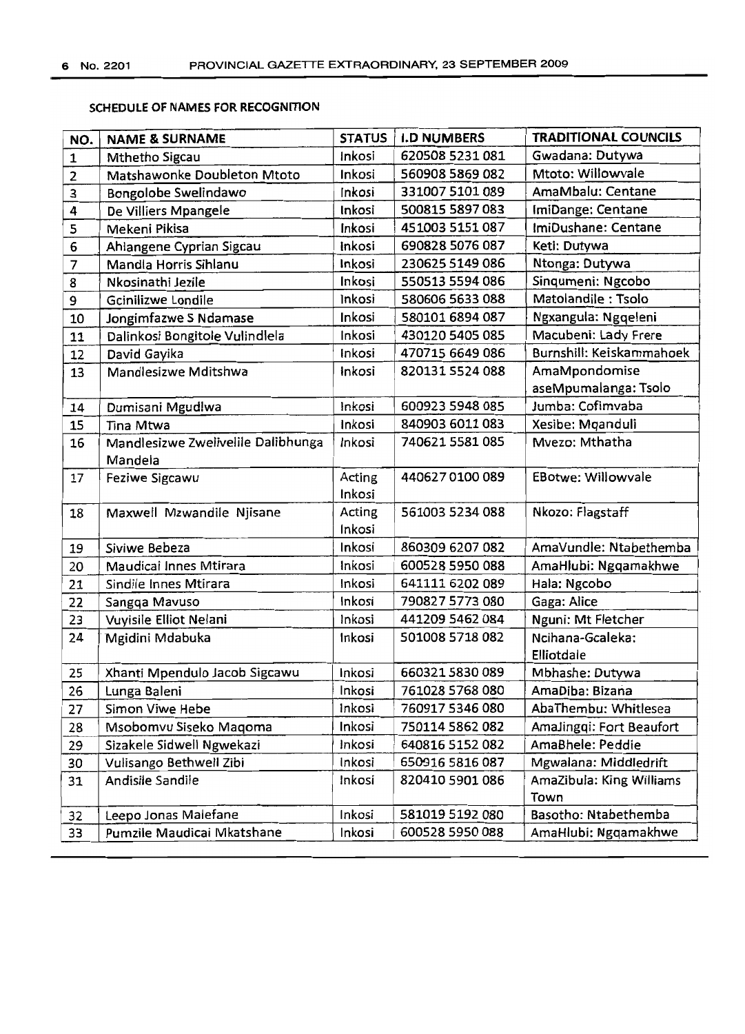**SCHEDULE OF NAMES FOR RECOGNITION**

| NO. | NAME & SURNAME | STATUS | I.D NUMBERS | TRADITIONAL COUNCILS |
|---|---|---|---|---|
| 1 | Mthetho Sigcau | Inkosi | 620508 5231 081 | Gwadana: Dutywa |
| 2 | Matshawonke Doubleton Mtoto | Inkosi | 560908 5869 082 | Mtoto: Willowvale |
| 3 | Bongolobe Swelindawo | Inkosi | 331007 5101 089 | AmaMbalu: Centane |
| 4 | De Villiers Mpangele | Inkosi | 500815 5897 083 | ImiDange: Centane |
| 5 | Mekeni Pikisa | Inkosi | 451003 5151 087 | ImiDushane: Centane |
| 6 | Ahlangene Cyprian Sigcau | Inkosi | 690828 5076 087 | Keti: Dutywa |
| 7 | Mandla Horris Sihlanu | Inkosi | 230625 5149 086 | Ntonga: Dutywa |
| 8 | Nkosinathi Jezile | Inkosi | 550513 5594 086 | Sinqumeni: Ngcobo |
| 9 | Gcinilizwe Londile | Inkosi | 580606 5633 088 | Matolandile : Tsolo |
| 10 | Jongimfazwe S Ndamase | Inkosi | 580101 6894 087 | Ngxangula: Ngqeleni |
| 11 | Dalinkosi Bongitole Vulindlela | Inkosi | 430120 5405 085 | Macubeni: Lady Frere |
| 12 | David Gayika | Inkosi | 470715 6649 086 | Burnshill: Keiskammahoek |
| 13 | Mandlesizwe Mditshwa | Inkosi | 820131 5524 088 | AmaMpondomise aseMpumalanga: Tsolo |
| 14 | Dumisani Mgudlwa | Inkosi | 600923 5948 085 | Jumba: Cofimvaba |
| 15 | Tina Mtwa | Inkosi | 840903 6011 083 | Xesibe: Mqanduli |
| 16 | Mandlesizwe Zwelivelile Dalibhunga Mandela | Inkosi | 740621 5581 085 | Mvezo: Mthatha |
| 17 | Feziwe Sigcawu | Acting Inkosi | 440627 0100 089 | EBotwe: Willowvale |
| 18 | Maxwell Mzwandile Njisane | Acting Inkosi | 561003 5234 088 | Nkozo: Flagstaff |
| 19 | Siviwe Bebeza | Inkosi | 860309 6207 082 | AmaVundle: Ntabethemba |
| 20 | Maudicai Innes Mtirara | Inkosi | 600528 5950 088 | AmaHlubi: Ngqamakhwe |
| 21 | Sindile Innes Mtirara | Inkosi | 641111 6202 089 | Hala: Ngcobo |
| 22 | Sangqa Mavuso | Inkosi | 790827 5773 080 | Gaga: Alice |
| 23 | Vuyisile Elliot Nelani | Inkosi | 441209 5462 084 | Nguni: Mt Fletcher |
| 24 | Mgidini Mdabuka | Inkosi | 501008 5718 082 | Ncihana-Gcaleka: Elliotdale |
| 25 | Xhanti Mpendulo Jacob Sigcawu | Inkosi | 660321 5830 089 | Mbhashe: Dutywa |
| 26 | Lunga Baleni | Inkosi | 761028 5768 080 | AmaDiba: Bizana |
| 27 | Simon Viwe Hebe | Inkosi | 760917 5346 080 | AbaThembu: Whitlesea |
| 28 | Msobomvu Siseko Maqoma | Inkosi | 750114 5862 082 | AmaJingqi: Fort Beaufort |
| 29 | Sizakele Sidwell Ngwekazi | Inkosi | 640816 5152 082 | AmaBhele: Peddie |
| 30 | Vulisango Bethwell Zibi | Inkosi | 650916 5816 087 | Mgwalana: Middledrift |
| 31 | Andisile Sandile | Inkosi | 820410 5901 086 | AmaZibula: King Williams Town |
| 32 | Leepo Jonas Malefane | Inkosi | 581019 5192 080 | Basotho: Ntabethemba |
| 33 | Pumzile Maudicai Mkatshane | Inkosi | 600528 5950 088 | AmaHlubi: Ngqamakhwe |